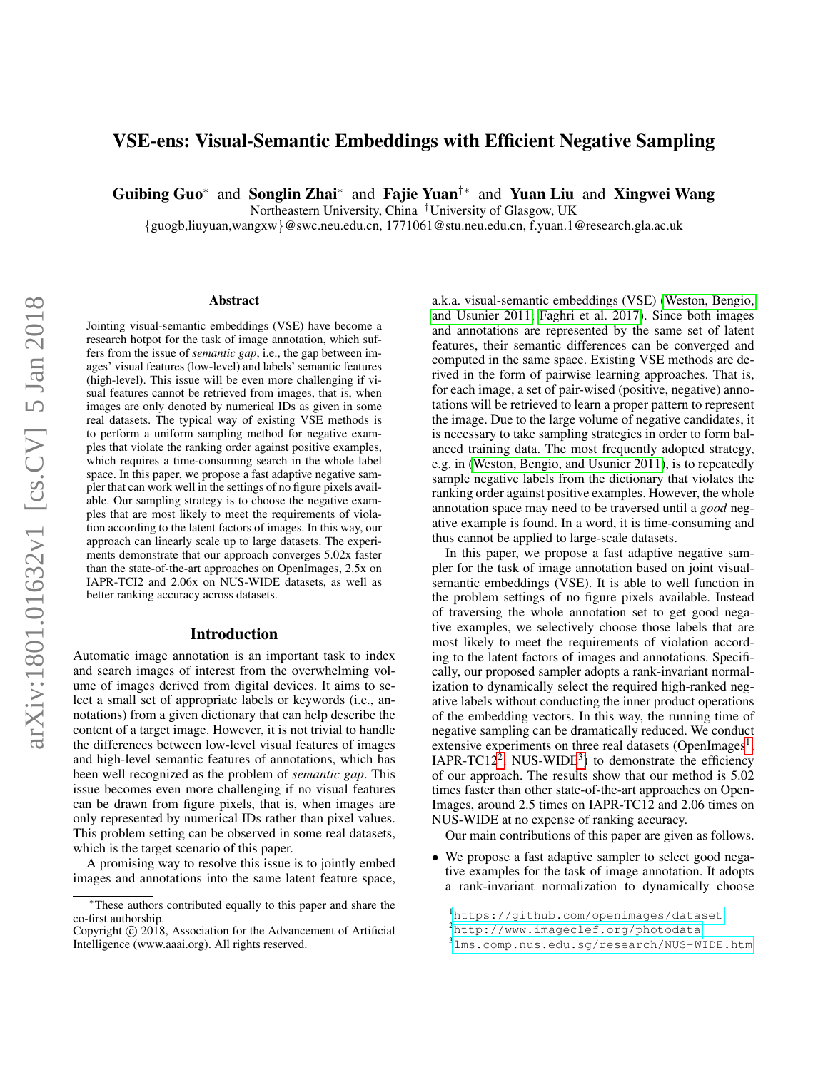# VSE-ens: Visual-Semantic Embeddings with Efficient Negative Sampling

**Guibing Guo*** and **Songlin Zhai*** and **Fajie Yuan†*** and **Yuan Liu** and **Xingwei Wang**

Northeastern University, China †University of Glasgow, UK

{guogb,liuyuan,wangxw}@swc.neu.edu.cn, 1771061@stu.neu.edu.cn, f.yuan.1@research.gla.ac.uk

### Abstract

Jointing visual-semantic embeddings (VSE) have become a research hotpot for the task of image annotation, which suffers from the issue of *semantic gap*, i.e., the gap between images' visual features (low-level) and labels' semantic features (high-level). This issue will be even more challenging if visual features cannot be retrieved from images, that is, when images are only denoted by numerical IDs as given in some real datasets. The typical way of existing VSE methods is to perform a uniform sampling method for negative examples that violate the ranking order against positive examples, which requires a time-consuming search in the whole label space. In this paper, we propose a fast adaptive negative sampler that can work well in the settings of no figure pixels available. Our sampling strategy is to choose the negative examples that are most likely to meet the requirements of violation according to the latent factors of images. In this way, our approach can linearly scale up to large datasets. The experiments demonstrate that our approach converges 5.02x faster than the state-of-the-art approaches on OpenImages, 2.5x on IAPR-TCI2 and 2.06x on NUS-WIDE datasets, as well as better ranking accuracy across datasets.

## Introduction

Automatic image annotation is an important task to index and search images of interest from the overwhelming volume of images derived from digital devices. It aims to select a small set of appropriate labels or keywords (i.e., annotations) from a given dictionary that can help describe the content of a target image. However, it is not trivial to handle the differences between low-level visual features of images and high-level semantic features of annotations, which has been well recognized as the problem of *semantic gap*. This issue becomes even more challenging if no visual features can be drawn from figure pixels, that is, when images are only represented by numerical IDs rather than pixel values. This problem setting can be observed in some real datasets, which is the target scenario of this paper.

A promising way to resolve this issue is to jointly embed images and annotations into the same latent feature space, a.k.a. visual-semantic embeddings (VSE) (Weston, Bengio, and Usunier 2011; Faghri et al. 2017). Since both images and annotations are represented by the same set of latent features, their semantic differences can be converged and computed in the same space. Existing VSE methods are derived in the form of pairwise learning approaches. That is, for each image, a set of pair-wised (positive, negative) annotations will be retrieved to learn a proper pattern to represent the image. Due to the large volume of negative candidates, it is necessary to take sampling strategies in order to form balanced training data. The most frequently adopted strategy, e.g. in (Weston, Bengio, and Usunier 2011), is to repeatedly sample negative labels from the dictionary that violates the ranking order against positive examples. However, the whole annotation space may need to be traversed until a *good* negative example is found. In a word, it is time-consuming and thus cannot be applied to large-scale datasets.

In this paper, we propose a fast adaptive negative sampler for the task of image annotation based on joint visual-semantic embeddings (VSE). It is able to well function in the problem settings of no figure pixels available. Instead of traversing the whole annotation set to get good negative examples, we selectively choose those labels that are most likely to meet the requirements of violation according to the latent factors of images and annotations. Specifically, our proposed sampler adopts a rank-invariant normalization to dynamically select the required high-ranked negative labels without conducting the inner product operations of the embedding vectors. In this way, the running time of negative sampling can be dramatically reduced. We conduct extensive experiments on three real datasets (OpenImages[1], IAPR-TC12[2], NUS-WIDE[3]) to demonstrate the efficiency of our approach. The results show that our method is 5.02 times faster than other state-of-the-art approaches on OpenImages, around 2.5 times on IAPR-TC12 and 2.06 times on NUS-WIDE at no expense of ranking accuracy.

Our main contributions of this paper are given as follows.

- We propose a fast adaptive sampler to select good negative examples for the task of image annotation. It adopts a rank-invariant normalization to dynamically choose

*These authors contributed equally to this paper and share the co-first authorship.

Copyright © 2018, Association for the Advancement of Artificial Intelligence (www.aaai.org). All rights reserved.

[1] https://github.com/openimages/dataset

[2] http://www.imageclef.org/photodata

[3] lms.comp.nus.edu.sg/research/NUS-WIDE.htm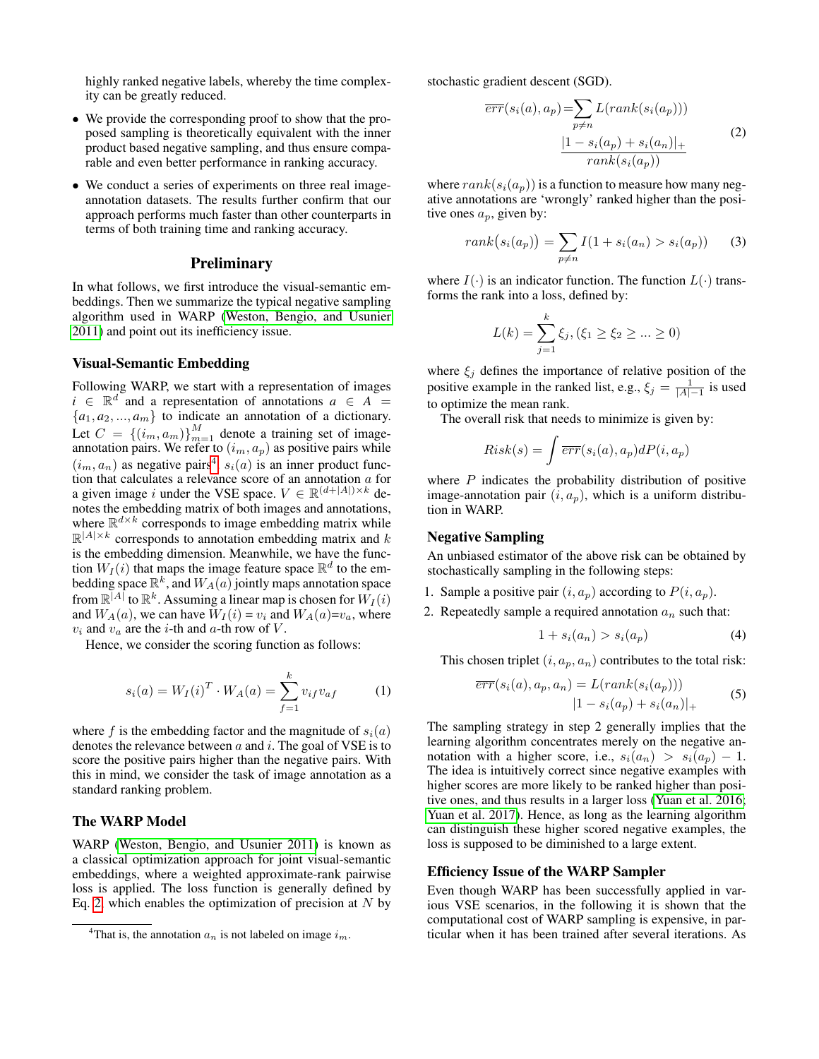highly ranked negative labels, whereby the time complexity can be greatly reduced.

- We provide the corresponding proof to show that the proposed sampling is theoretically equivalent with the inner product based negative sampling, and thus ensure comparable and even better performance in ranking accuracy.
- We conduct a series of experiments on three real image-annotation datasets. The results further confirm that our approach performs much faster than other counterparts in terms of both training time and ranking accuracy.

## Preliminary

In what follows, we first introduce the visual-semantic embeddings. Then we summarize the typical negative sampling algorithm used in WARP (Weston, Bengio, and Usunier 2011) and point out its inefficiency issue.

### Visual-Semantic Embedding

Following WARP, we start with a representation of images $i \in \mathbb{R}^d$ and a representation of annotations $a \in A = \{a_1, a_2, ..., a_m\}$ to indicate an annotation of a dictionary. Let $C = \{(i_m, a_m)\}_{m=1}^{M}$ denote a training set of image-annotation pairs. We refer to $(i_m, a_p)$ as positive pairs while $(i_m, a_n)$ as negative pairs[4]. $s_i(a)$ is an inner product function that calculates a relevance score of an annotation $a$ for a given image $i$ under the VSE space. $V \in \mathbb{R}^{(d+|A|)\times k}$ denotes the embedding matrix of both images and annotations, where $\mathbb{R}^{d\times k}$ corresponds to image embedding matrix while $\mathbb{R}^{|A|\times k}$ corresponds to annotation embedding matrix and $k$ is the embedding dimension. Meanwhile, we have the function $W_I(i)$ that maps the image feature space $\mathbb{R}^d$ to the embedding space $\mathbb{R}^k$, and $W_A(a)$ jointly maps annotation space from $\mathbb{R}^{|A|}$ to $\mathbb{R}^k$. Assuming a linear map is chosen for $W_I(i)$ and $W_A(a)$, we can have $W_I(i) = v_i$ and $W_A(a)$=$v_a$, where $v_i$ and $v_a$ are the $i$-th and $a$-th row of $V$.

Hence, we consider the scoring function as follows:

$$s_i(a) = W_I(i)^T \cdot W_A(a) = \sum_{f=1}^{k} v_{if} v_{af} \tag{1}$$

where $f$ is the embedding factor and the magnitude of $s_i(a)$ denotes the relevance between $a$ and $i$. The goal of VSE is to score the positive pairs higher than the negative pairs. With this in mind, we consider the task of image annotation as a standard ranking problem.

### The WARP Model

WARP (Weston, Bengio, and Usunier 2011) is known as a classical optimization approach for joint visual-semantic embeddings, where a weighted approximate-rank pairwise loss is applied. The loss function is generally defined by Eq. 2, which enables the optimization of precision at $N$ by stochastic gradient descent (SGD).

$$\overline{err}(s_i(a), a_p) = \sum_{p \neq n} L(rank(s_i(a_p))) \frac{|1 - s_i(a_p) + s_i(a_n)|_+}{rank(s_i(a_p))} \tag{2}$$

where $rank(s_i(a_p))$ is a function to measure how many negative annotations are 'wrongly' ranked higher than the positive ones $a_p$, given by:

$$rank\big(s_i(a_p)\big) = \sum_{p \neq n} I(1 + s_i(a_n) > s_i(a_p)) \tag{3}$$

where $I(\cdot)$ is an indicator function. The function $L(\cdot)$ transforms the rank into a loss, defined by:

$$L(k) = \sum_{j=1}^{k} \xi_j, (\xi_1 \geq \xi_2 \geq ... \geq 0)$$

where $\xi_j$ defines the importance of relative position of the positive example in the ranked list, e.g., $\xi_j = \frac{1}{|A|-1}$ is used to optimize the mean rank.

The overall risk that needs to minimize is given by:

$$Risk(s) = \int \overline{err}(s_i(a), a_p) dP(i, a_p)$$

where $P$ indicates the probability distribution of positive image-annotation pair $(i, a_p)$, which is a uniform distribution in WARP.

### Negative Sampling

An unbiased estimator of the above risk can be obtained by stochastically sampling in the following steps:

1. Sample a positive pair $(i, a_p)$ according to $P(i, a_p)$.
2. Repeatedly sample a required annotation $a_n$ such that:

$$1 + s_i(a_n) > s_i(a_p) \tag{4}$$

This chosen triplet $(i, a_p, a_n)$ contributes to the total risk:

$$\overline{err}(s_i(a), a_p, a_n) = L(rank(s_i(a_p))) \, |1 - s_i(a_p) + s_i(a_n)|_+ \tag{5}$$

The sampling strategy in step 2 generally implies that the learning algorithm concentrates merely on the negative annotation with a higher score, i.e., $s_i(a_n) > s_i(a_p) - 1$. The idea is intuitively correct since negative examples with higher scores are more likely to be ranked higher than positive ones, and thus results in a larger loss (Yuan et al. 2016; Yuan et al. 2017). Hence, as long as the learning algorithm can distinguish these higher scored negative examples, the loss is supposed to be diminished to a large extent.

### Efficiency Issue of the WARP Sampler

Even though WARP has been successfully applied in various VSE scenarios, in the following it is shown that the computational cost of WARP sampling is expensive, in particular when it has been trained after several iterations. As

[4] That is, the annotation $a_n$ is not labeled on image $i_m$.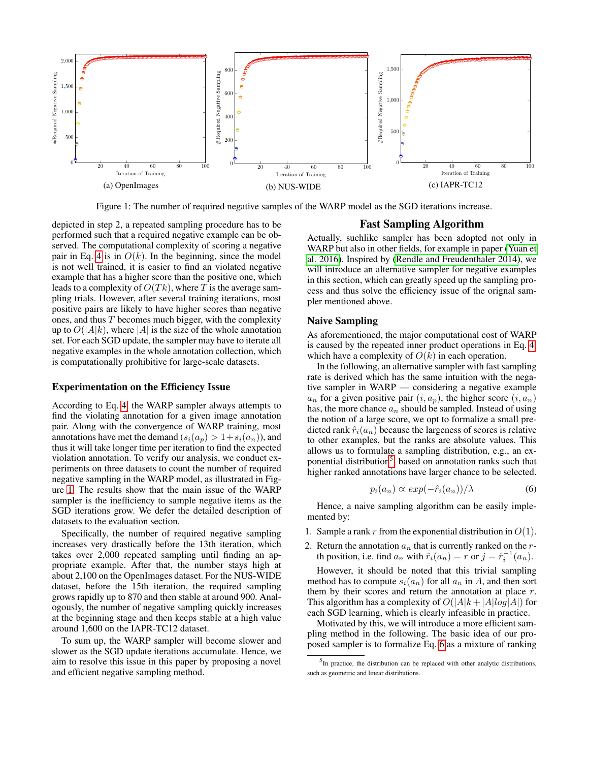(a) OpenImages

(b) NUS-WIDE

(c) IAPR-TC12

Figure 1: The number of required negative samples of the WARP model as the SGD iterations increase.

depicted in step 2, a repeated sampling procedure has to be performed such that a required negative example can be observed. The computational complexity of scoring a negative pair in Eq. 4 is in $O(k)$. In the beginning, since the model is not well trained, it is easier to find an violated negative example that has a higher score than the positive one, which leads to a complexity of $O(Tk)$, where $T$ is the average sampling trials. However, after several training iterations, most positive pairs are likely to have higher scores than negative ones, and thus $T$ becomes much bigger, with the complexity up to $O(|A|k)$, where $|A|$ is the size of the whole annotation set. For each SGD update, the sampler may have to iterate all negative examples in the whole annotation collection, which is computationally prohibitive for large-scale datasets.

### Experimentation on the Efficiency Issue

According to Eq. 4, the WARP sampler always attempts to find the violating annotation for a given image annotation pair. Along with the convergence of WARP training, most annotations have met the demand ($s_i(a_p) > 1+s_i(a_n)$), and thus it will take longer time per iteration to find the expected violation annotation. To verify our analysis, we conduct experiments on three datasets to count the number of required negative sampling in the WARP model, as illustrated in Figure 1. The results show that the main issue of the WARP sampler is the inefficiency to sample negative items as the SGD iterations grow. We defer the detailed description of datasets to the evaluation section.

Specifically, the number of required negative sampling increases very drastically before the 13th iteration, which takes over 2,000 repeated sampling until finding an appropriate example. After that, the number stays high at about 2,100 on the OpenImages dataset. For the NUS-WIDE dataset, before the 15th iteration, the required sampling grows rapidly up to 870 and then stable at around 900. Analogously, the number of negative sampling quickly increases at the beginning stage and then keeps stable at a high value around 1,600 on the IAPR-TC12 dataset.

To sum up, the WARP sampler will become slower and slower as the SGD update iterations accumulate. Hence, we aim to resolve this issue in this paper by proposing a novel and efficient negative sampling method.

## Fast Sampling Algorithm

Actually, suchlike sampler has been adopted not only in WARP but also in other fields, for example in paper (Yuan et al. 2016). Inspired by (Rendle and Freudenthaler 2014), we will introduce an alternative sampler for negative examples in this section, which can greatly speed up the sampling process and thus solve the efficiency issue of the orignal sampler mentioned above.

### Naive Sampling

As aforementioned, the major computational cost of WARP is caused by the repeated inner product operations in Eq. 4, which have a complexity of $O(k)$ in each operation.

In the following, an alternative sampler with fast sampling rate is derived which has the same intuition with the negative sampler in WARP — considering a negative example $a_n$ for a given positive pair $(i, a_p)$, the higher score $(i, a_n)$ has, the more chance $a_n$ should be sampled. Instead of using the notion of a large score, we opt to formalize a small predicted rank $\hat{r}_i(a_n)$ because the largeness of scores is relative to other examples, but the ranks are absolute values. This allows us to formulate a sampling distribution, e.g., an exponential distribution[5] based on annotation ranks such that higher ranked annotations have larger chance to be selected.

$$p_i(a_n) \propto exp(-\hat{r}_i(a_n))/\lambda \tag{6}$$

Hence, a naive sampling algorithm can be easily implemented by:

1. Sample a rank $r$ from the exponential distribution in $O(1)$.
2. Return the annotation $a_n$ that is currently ranked on the $r$-th position, i.e. find $a_n$ with $\hat{r}_i(a_n) = r$ or $j = \hat{r}_i^{-1}(a_n)$.

However, it should be noted that this trivial sampling method has to compute $s_i(a_n)$ for all $a_n$ in $A$, and then sort them by their scores and return the annotation at place $r$. This algorithm has a complexity of $O(|A|k + |A|log|A|)$ for each SGD learning, which is clearly infeasible in practice.

Motivated by this, we will introduce a more efficient sampling method in the following. The basic idea of our proposed sampler is to formalize Eq. 6 as a mixture of ranking

[5] In practice, the distribution can be replaced with other analytic distributions, such as geometric and linear distributions.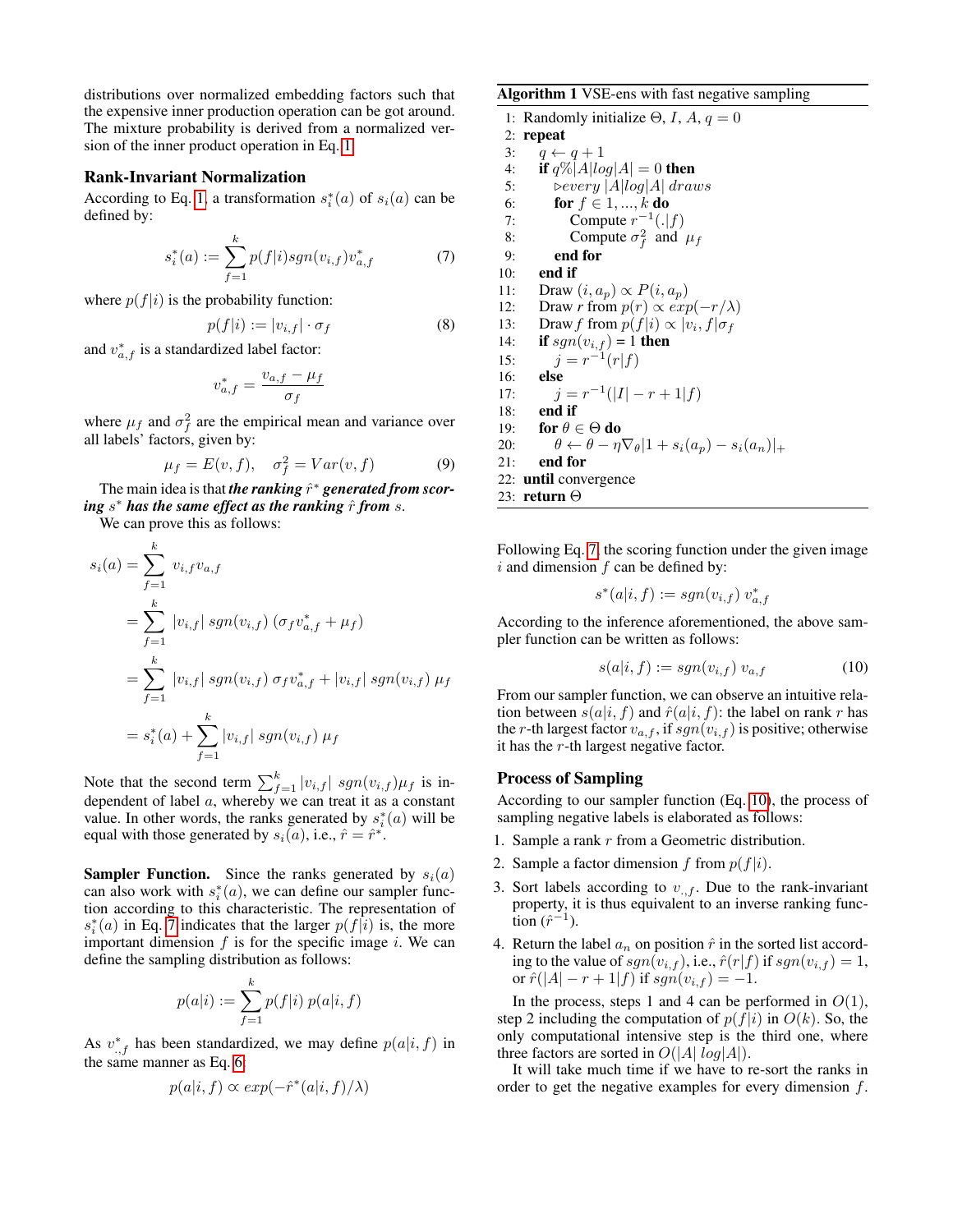distributions over normalized embedding factors such that the expensive inner production operation can be got around. The mixture probability is derived from a normalized version of the inner product operation in Eq. 1.

### Rank-Invariant Normalization

According to Eq. 1, a transformation $s_i^*(a)$ of $s_i(a)$ can be defined by:

$$s_i^*(a) := \sum_{f=1}^{k} p(f|i) sgn(v_{i,f}) v_{a,f}^* \tag{7}$$

where $p(f|i)$ is the probability function:

$$p(f|i) := |v_{i,f}| \cdot \sigma_f \tag{8}$$

and $v_{a,f}^*$ is a standardized label factor:

$$v_{a,f}^* = \frac{v_{a,f} - \mu_f}{\sigma_f}$$

where $\mu_f$ and $\sigma_f^2$ are the empirical mean and variance over all labels' factors, given by:

$$\mu_f = E(v, f), \quad \sigma_f^2 = Var(v, f) \tag{9}$$

The main idea is that ***the ranking $\hat{r}^*$ generated from scoring $s^*$ has the same effect as the ranking $\hat{r}$ from $s$.***

We can prove this as follows:

$$\begin{aligned}
s_i(a) &= \sum_{f=1}^{k} v_{i,f} v_{a,f} \\
&= \sum_{f=1}^{k} |v_{i,f}|\ sgn(v_{i,f})\ (\sigma_f v_{a,f}^* + \mu_f) \\
&= \sum_{f=1}^{k} |v_{i,f}|\ sgn(v_{i,f})\ \sigma_f v_{a,f}^* + |v_{i,f}|\ sgn(v_{i,f})\ \mu_f \\
&= s_i^*(a) + \sum_{f=1}^{k} |v_{i,f}|\ sgn(v_{i,f})\ \mu_f
\end{aligned}$$

Note that the second term $\sum_{f=1}^{k} |v_{i,f}|\ sgn(v_{i,f}) \mu_f$ is independent of label $a$, whereby we can treat it as a constant value. In other words, the ranks generated by $s_i^*(a)$ will be equal with those generated by $s_i(a)$, i.e., $\hat{r} = \hat{r}^*$.

**Sampler Function.** Since the ranks generated by $s_i(a)$ can also work with $s_i^*(a)$, we can define our sampler function according to this characteristic. The representation of $s_i^*(a)$ in Eq. 7 indicates that the larger $p(f|i)$ is, the more important dimension $f$ is for the specific image $i$. We can define the sampling distribution as follows:

$$p(a|i) := \sum_{f=1}^{k} p(f|i)\ p(a|i, f)$$

As $v_{\cdot,f}^*$ has been standardized, we may define $p(a|i, f)$ in the same manner as Eq. 6:

$$p(a|i, f) \propto exp(-\hat{r}^*(a|i, f)/\lambda)$$

**Algorithm 1** VSE-ens with fast negative sampling

```
1:  Randomly initialize Θ, I, A, q = 0
2:  repeat
3:     q ← q + 1
4:     if q%|A|log|A| = 0 then
5:        ▷every |A|log|A| draws
6:        for f ∈ 1, ..., k do
7:           Compute r^{-1}(.|f)
8:           Compute σ_f^2 and μ_f
9:        end for
10:    end if
11:    Draw (i, a_p) ∝ P(i, a_p)
12:    Draw r from p(r) ∝ exp(−r/λ)
13:    Draw f from p(f|i) ∝ |v_i, f|σ_f
14:    if sgn(v_{i,f}) = 1 then
15:       j = r^{-1}(r|f)
16:    else
17:       j = r^{-1}(|I| − r + 1|f)
18:    end if
19:    for θ ∈ Θ do
20:       θ ← θ − η∇_θ|1 + s_i(a_p) − s_i(a_n)|_+
21:    end for
22: until convergence
23: return Θ
```

Following Eq. 7, the scoring function under the given image $i$ and dimension $f$ can be defined by:

$$s^*(a|i, f) := sgn(v_{i,f})\ v_{a,f}^*$$

According to the inference aforementioned, the above sampler function can be written as follows:

$$s(a|i, f) := sgn(v_{i,f})\ v_{a,f} \tag{10}$$

From our sampler function, we can observe an intuitive relation between $s(a|i, f)$ and $\hat{r}(a|i, f)$: the label on rank $r$ has the $r$-th largest factor $v_{a,f}$, if $sgn(v_{i,f})$ is positive; otherwise it has the $r$-th largest negative factor.

### Process of Sampling

According to our sampler function (Eq. 10), the process of sampling negative labels is elaborated as follows:

1. Sample a rank $r$ from a Geometric distribution.
2. Sample a factor dimension $f$ from $p(f|i)$.
3. Sort labels according to $v_{\cdot,f}$. Due to the rank-invariant property, it is thus equivalent to an inverse ranking function ($\hat{r}^{-1}$).
4. Return the label $a_n$ on position $\hat{r}$ in the sorted list according to the value of $sgn(v_{i,f})$, i.e., $\hat{r}(r|f)$ if $sgn(v_{i,f}) = 1$, or $\hat{r}(|A| - r + 1|f)$ if $sgn(v_{i,f}) = -1$.

In the process, steps 1 and 4 can be performed in $O(1)$, step 2 including the computation of $p(f|i)$ in $O(k)$. So, the only computational intensive step is the third one, where three factors are sorted in $O(|A|\ log|A|)$.

It will take much time if we have to re-sort the ranks in order to get the negative examples for every dimension $f$.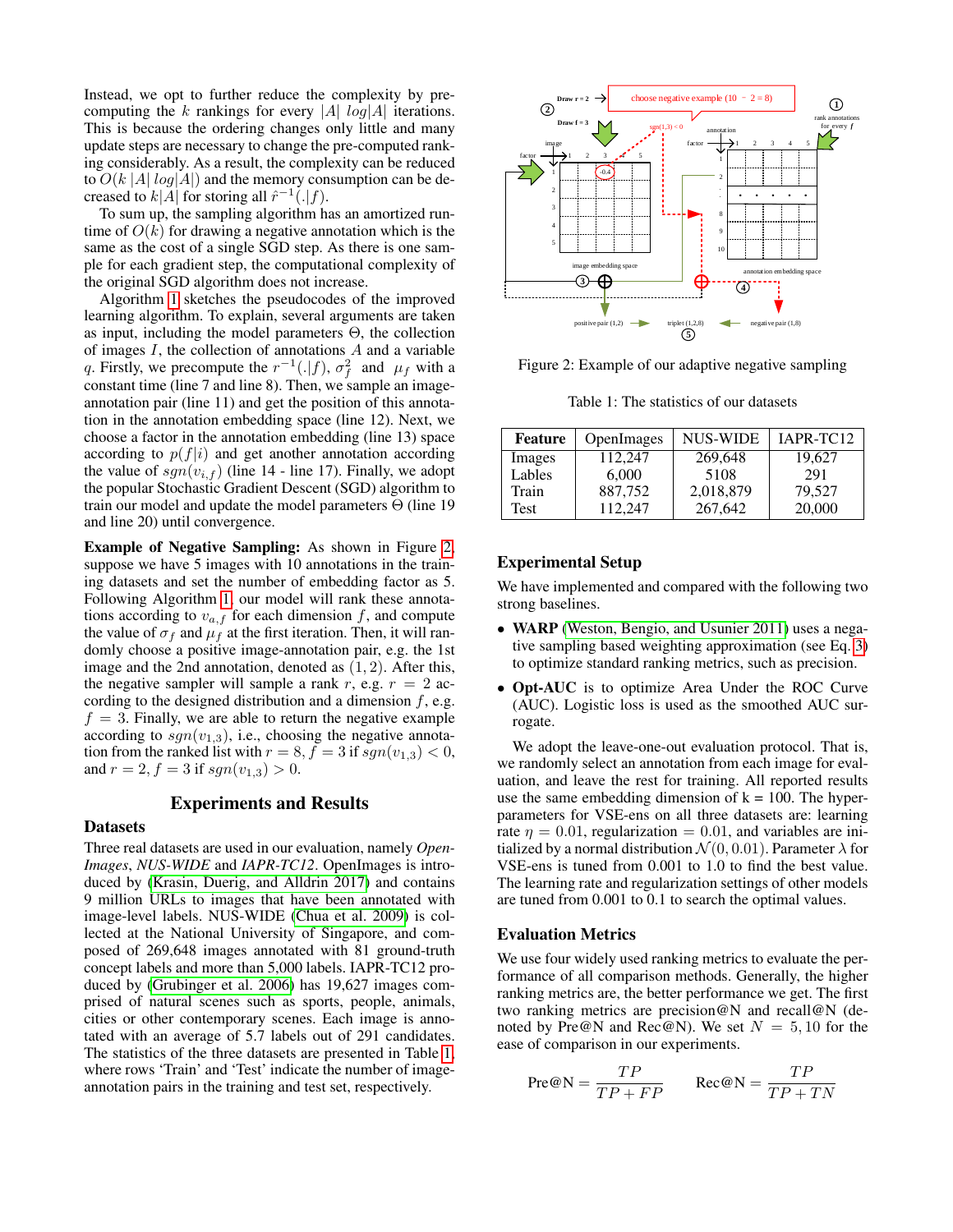Instead, we opt to further reduce the complexity by precomputing the $k$ rankings for every $|A|\ log|A|$ iterations. This is because the ordering changes only little and many update steps are necessary to change the pre-computed ranking considerably. As a result, the complexity can be reduced to $O(k\ |A|\ log|A|)$ and the memory consumption can be decreased to $k|A|$ for storing all $\hat{r}^{-1}(.|f)$.

To sum up, the sampling algorithm has an amortized runtime of $O(k)$ for drawing a negative annotation which is the same as the cost of a single SGD step. As there is one sample for each gradient step, the computational complexity of the original SGD algorithm does not increase.

Algorithm 1 sketches the pseudocodes of the improved learning algorithm. To explain, several arguments are taken as input, including the model parameters $\Theta$, the collection of images $I$, the collection of annotations $A$ and a variable $q$. Firstly, we precompute the $r^{-1}(.|f)$, $\sigma_f^2$ and $\mu_f$ with a constant time (line 7 and line 8). Then, we sample an image-annotation pair (line 11) and get the position of this annotation in the annotation embedding space (line 12). Next, we choose a factor in the annotation embedding (line 13) space according to $p(f|i)$ and get another annotation according the value of $sgn(v_{i,f})$ (line 14 - line 17). Finally, we adopt the popular Stochastic Gradient Descent (SGD) algorithm to train our model and update the model parameters $\Theta$ (line 19 and line 20) until convergence.

**Example of Negative Sampling:** As shown in Figure 2, suppose we have 5 images with 10 annotations in the training datasets and set the number of embedding factor as 5. Following Algorithm 1, our model will rank these annotations according to $v_{a,f}$ for each dimension $f$, and compute the value of $\sigma_f$ and $\mu_f$ at the first iteration. Then, it will randomly choose a positive image-annotation pair, e.g. the 1st image and the 2nd annotation, denoted as $(1, 2)$. After this, the negative sampler will sample a rank $r$, e.g. $r = 2$ according to the designed distribution and a dimension $f$, e.g. $f = 3$. Finally, we are able to return the negative example according to $sgn(v_{1,3})$, i.e., choosing the negative annotation from the ranked list with $r = 8, f = 3$ if $sgn(v_{1,3}) < 0$, and $r = 2, f = 3$ if $sgn(v_{1,3}) > 0$.

Figure 2: Example of our adaptive negative sampling

## Experiments and Results

### Datasets

Three real datasets are used in our evaluation, namely *OpenImages*, *NUS-WIDE* and *IAPR-TC12*. OpenImages is introduced by (Krasin, Duerig, and Alldrin 2017) and contains 9 million URLs to images that have been annotated with image-level labels. NUS-WIDE (Chua et al. 2009) is collected at the National University of Singapore, and composed of 269,648 images annotated with 81 ground-truth concept labels and more than 5,000 labels. IAPR-TC12 produced by (Grubinger et al. 2006) has 19,627 images comprised of natural scenes such as sports, people, animals, cities or other contemporary scenes. Each image is annotated with an average of 5.7 labels out of 291 candidates. The statistics of the three datasets are presented in Table 1, where rows 'Train' and 'Test' indicate the number of image-annotation pairs in the training and test set, respectively.

Table 1: The statistics of our datasets

| Feature | OpenImages | NUS-WIDE | IAPR-TC12 |
|---|---|---|---|
| Images | 112,247 | 269,648 | 19,627 |
| Lables | 6,000 | 5108 | 291 |
| Train | 887,752 | 2,018,879 | 79,527 |
| Test | 112,247 | 267,642 | 20,000 |

### Experimental Setup

We have implemented and compared with the following two strong baselines.

- **WARP** (Weston, Bengio, and Usunier 2011) uses a negative sampling based weighting approximation (see Eq. 3) to optimize standard ranking metrics, such as precision.
- **Opt-AUC** is to optimize Area Under the ROC Curve (AUC). Logistic loss is used as the smoothed AUC surrogate.

We adopt the leave-one-out evaluation protocol. That is, we randomly select an annotation from each image for evaluation, and leave the rest for training. All reported results use the same embedding dimension of k = 100. The hyper-parameters for VSE-ens on all three datasets are: learning rate $\eta = 0.01$, regularization $= 0.01$, and variables are initialized by a normal distribution $\mathcal{N}(0, 0.01)$. Parameter $\lambda$ for VSE-ens is tuned from 0.001 to 1.0 to find the best value. The learning rate and regularization settings of other models are tuned from 0.001 to 0.1 to search the optimal values.

### Evaluation Metrics

We use four widely used ranking metrics to evaluate the performance of all comparison methods. Generally, the higher ranking metrics are, the better performance we get. The first two ranking metrics are precision@N and recall@N (denoted by Pre@N and Rec@N). We set $N = 5, 10$ for the ease of comparison in our experiments.

$$\text{Pre@N} = \frac{TP}{TP + FP} \qquad \text{Rec@N} = \frac{TP}{TP + TN}$$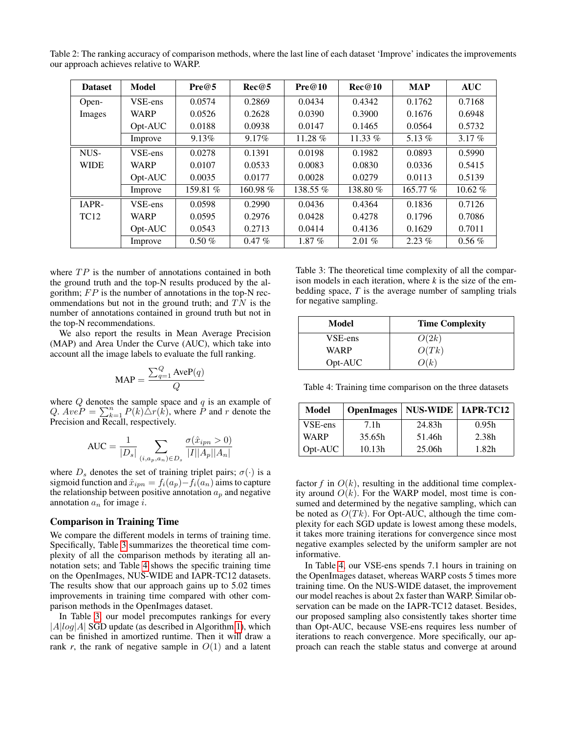Table 2: The ranking accuracy of comparison methods, where the last line of each dataset 'Improve' indicates the improvements our approach achieves relative to WARP.

| Dataset | Model | Pre@5 | Rec@5 | Pre@10 | Rec@10 | MAP | AUC |
|---|---|---|---|---|---|---|---|
| Open-Images | VSE-ens | 0.0574 | 0.2869 | 0.0434 | 0.4342 | 0.1762 | 0.7168 |
| | WARP | 0.0526 | 0.2628 | 0.0390 | 0.3900 | 0.1676 | 0.6948 |
| | Opt-AUC | 0.0188 | 0.0938 | 0.0147 | 0.1465 | 0.0564 | 0.5732 |
| | Improve | 9.13% | 9.17% | 11.28 % | 11.33 % | 5.13 % | 3.17 % |
| NUS-WIDE | VSE-ens | 0.0278 | 0.1391 | 0.0198 | 0.1982 | 0.0893 | 0.5990 |
| | WARP | 0.0107 | 0.0533 | 0.0083 | 0.0830 | 0.0336 | 0.5415 |
| | Opt-AUC | 0.0035 | 0.0177 | 0.0028 | 0.0279 | 0.0113 | 0.5139 |
| | Improve | 159.81 % | 160.98 % | 138.55 % | 138.80 % | 165.77 % | 10.62 % |
| IAPR-TC12 | VSE-ens | 0.0598 | 0.2990 | 0.0436 | 0.4364 | 0.1836 | 0.7126 |
| | WARP | 0.0595 | 0.2976 | 0.0428 | 0.4278 | 0.1796 | 0.7086 |
| | Opt-AUC | 0.0543 | 0.2713 | 0.0414 | 0.4136 | 0.1629 | 0.7011 |
| | Improve | 0.50 % | 0.47 % | 1.87 % | 2.01 % | 2.23 % | 0.56 % |

where $TP$ is the number of annotations contained in both the ground truth and the top-N results produced by the algorithm; $FP$ is the number of annotations in the top-N recommendations but not in the ground truth; and $TN$ is the number of annotations contained in ground truth but not in the top-N recommendations.

We also report the results in Mean Average Precision (MAP) and Area Under the Curve (AUC), which take into account all the image labels to evaluate the full ranking.

$$\text{MAP} = \frac{\sum_{q=1}^{Q} \text{AveP}(q)}{Q}$$

where $Q$ denotes the sample space and $q$ is an example of $Q$. $AveP = \sum_{k=1}^{n} P(k) \triangle r(k)$, where $P$ and $r$ denote the Precision and Recall, respectively.

$$\text{AUC} = \frac{1}{|D_s|} \sum_{(i,a_p,a_n) \in D_s} \frac{\sigma(\hat{x}_{ipn} > 0)}{|I||A_p||A_n|}$$

where $D_s$ denotes the set of training triplet pairs; $\sigma(\cdot)$ is a sigmoid function and $\hat{x}_{ipn} = f_i(a_p) - f_i(a_n)$ aims to capture the relationship between positive annotation $a_p$ and negative annotation $a_n$ for image $i$.

### Comparison in Training Time

We compare the different models in terms of training time. Specifically, Table 3 summarizes the theoretical time complexity of all the comparison methods by iterating all annotation sets; and Table 4 shows the specific training time on the OpenImages, NUS-WIDE and IAPR-TC12 datasets. The results show that our approach gains up to 5.02 times improvements in training time compared with other comparison methods in the OpenImages dataset.

In Table 3, our model precomputes rankings for every $|A|log|A|$ SGD update (as described in Algorithm 1), which can be finished in amortized runtime. Then it will draw a rank $r$, the rank of negative sample in $O(1)$ and a latent factor $f$ in $O(k)$, resulting in the additional time complexity around $O(k)$. For the WARP model, most time is consumed and determined by the negative sampling, which can be noted as $O(Tk)$. For Opt-AUC, although the time complexity for each SGD update is lowest among these models, it takes more training iterations for convergence since most negative examples selected by the uniform sampler are not informative.

Table 3: The theoretical time complexity of all the comparison models in each iteration, where $k$ is the size of the embedding space, $T$ is the average number of sampling trials for negative sampling.

| Model | Time Complexity |
|---|---|
| VSE-ens | $O(2k)$ |
| WARP | $O(Tk)$ |
| Opt-AUC | $O(k)$ |

Table 4: Training time comparison on the three datasets

| Model | OpenImages | NUS-WIDE | IAPR-TC12 |
|---|---|---|---|
| VSE-ens | 7.1h | 24.83h | 0.95h |
| WARP | 35.65h | 51.46h | 2.38h |
| Opt-AUC | 10.13h | 25.06h | 1.82h |

In Table 4, our VSE-ens spends 7.1 hours in training on the OpenImages dataset, whereas WARP costs 5 times more training time. On the NUS-WIDE dataset, the improvement our model reaches is about 2x faster than WARP. Similar observation can be made on the IAPR-TC12 dataset. Besides, our proposed sampling also consistently takes shorter time than Opt-AUC, because VSE-ens requires less number of iterations to reach convergence. More specifically, our approach can reach the stable status and converge at around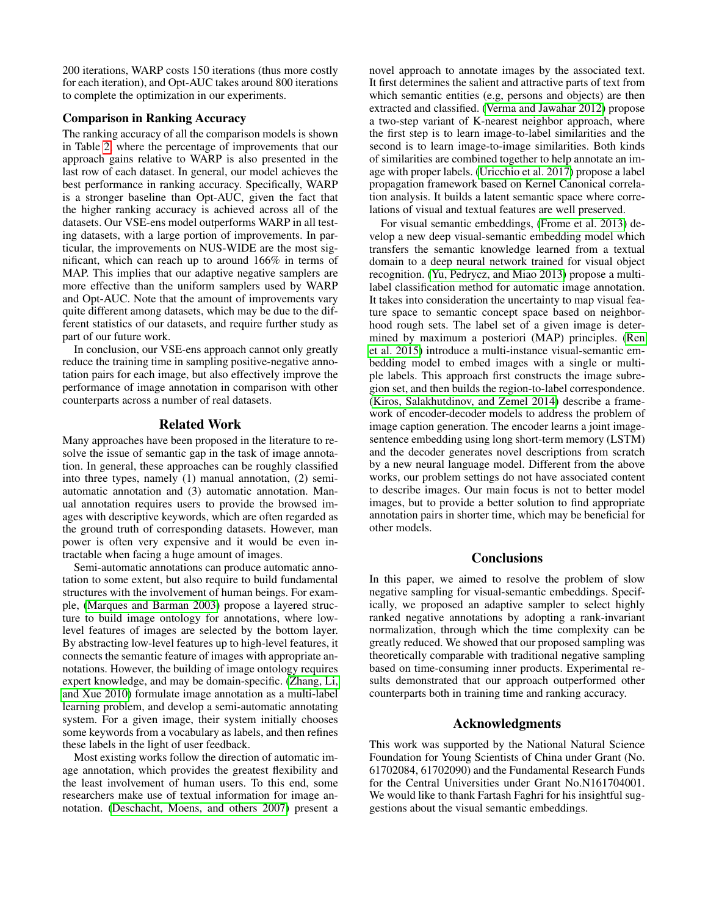200 iterations, WARP costs 150 iterations (thus more costly for each iteration), and Opt-AUC takes around 800 iterations to complete the optimization in our experiments.

### Comparison in Ranking Accuracy

The ranking accuracy of all the comparison models is shown in Table 2, where the percentage of improvements that our approach gains relative to WARP is also presented in the last row of each dataset. In general, our model achieves the best performance in ranking accuracy. Specifically, WARP is a stronger baseline than Opt-AUC, given the fact that the higher ranking accuracy is achieved across all of the datasets. Our VSE-ens model outperforms WARP in all testing datasets, with a large portion of improvements. In particular, the improvements on NUS-WIDE are the most significant, which can reach up to around 166% in terms of MAP. This implies that our adaptive negative samplers are more effective than the uniform samplers used by WARP and Opt-AUC. Note that the amount of improvements vary quite different among datasets, which may be due to the different statistics of our datasets, and require further study as part of our future work.

In conclusion, our VSE-ens approach cannot only greatly reduce the training time in sampling positive-negative annotation pairs for each image, but also effectively improve the performance of image annotation in comparison with other counterparts across a number of real datasets.

## Related Work

Many approaches have been proposed in the literature to resolve the issue of semantic gap in the task of image annotation. In general, these approaches can be roughly classified into three types, namely (1) manual annotation, (2) semi-automatic annotation and (3) automatic annotation. Manual annotation requires users to provide the browsed images with descriptive keywords, which are often regarded as the ground truth of corresponding datasets. However, man power is often very expensive and it would be even intractable when facing a huge amount of images.

Semi-automatic annotations can produce automatic annotation to some extent, but also require to build fundamental structures with the involvement of human beings. For example, (Marques and Barman 2003) propose a layered structure to build image ontology for annotations, where low-level features of images are selected by the bottom layer. By abstracting low-level features up to high-level features, it connects the semantic feature of images with appropriate annotations. However, the building of image ontology requires expert knowledge, and may be domain-specific. (Zhang, Li, and Xue 2010) formulate image annotation as a multi-label learning problem, and develop a semi-automatic annotating system. For a given image, their system initially chooses some keywords from a vocabulary as labels, and then refines these labels in the light of user feedback.

Most existing works follow the direction of automatic image annotation, which provides the greatest flexibility and the least involvement of human users. To this end, some researchers make use of textual information for image annotation. (Deschacht, Moens, and others 2007) present a novel approach to annotate images by the associated text. It first determines the salient and attractive parts of text from which semantic entities (e.g, persons and objects) are then extracted and classified. (Verma and Jawahar 2012) propose a two-step variant of K-nearest neighbor approach, where the first step is to learn image-to-label similarities and the second is to learn image-to-image similarities. Both kinds of similarities are combined together to help annotate an image with proper labels. (Uricchio et al. 2017) propose a label propagation framework based on Kernel Canonical correlation analysis. It builds a latent semantic space where correlations of visual and textual features are well preserved.

For visual semantic embeddings, (Frome et al. 2013) develop a new deep visual-semantic embedding model which transfers the semantic knowledge learned from a textual domain to a deep neural network trained for visual object recognition. (Yu, Pedrycz, and Miao 2013) propose a multi-label classification method for automatic image annotation. It takes into consideration the uncertainty to map visual feature space to semantic concept space based on neighborhood rough sets. The label set of a given image is determined by maximum a posteriori (MAP) principles. (Ren et al. 2015) introduce a multi-instance visual-semantic embedding model to embed images with a single or multiple labels. This approach first constructs the image subregion set, and then builds the region-to-label correspondence. (Kiros, Salakhutdinov, and Zemel 2014) describe a framework of encoder-decoder models to address the problem of image caption generation. The encoder learns a joint image-sentence embedding using long short-term memory (LSTM) and the decoder generates novel descriptions from scratch by a new neural language model. Different from the above works, our problem settings do not have associated content to describe images. Our main focus is not to better model images, but to provide a better solution to find appropriate annotation pairs in shorter time, which may be beneficial for other models.

## Conclusions

In this paper, we aimed to resolve the problem of slow negative sampling for visual-semantic embeddings. Specifically, we proposed an adaptive sampler to select highly ranked negative annotations by adopting a rank-invariant normalization, through which the time complexity can be greatly reduced. We showed that our proposed sampling was theoretically comparable with traditional negative sampling based on time-consuming inner products. Experimental results demonstrated that our approach outperformed other counterparts both in training time and ranking accuracy.

## Acknowledgments

This work was supported by the National Natural Science Foundation for Young Scientists of China under Grant (No. 61702084, 61702090) and the Fundamental Research Funds for the Central Universities under Grant No.N161704001. We would like to thank Fartash Faghri for his insightful suggestions about the visual semantic embeddings.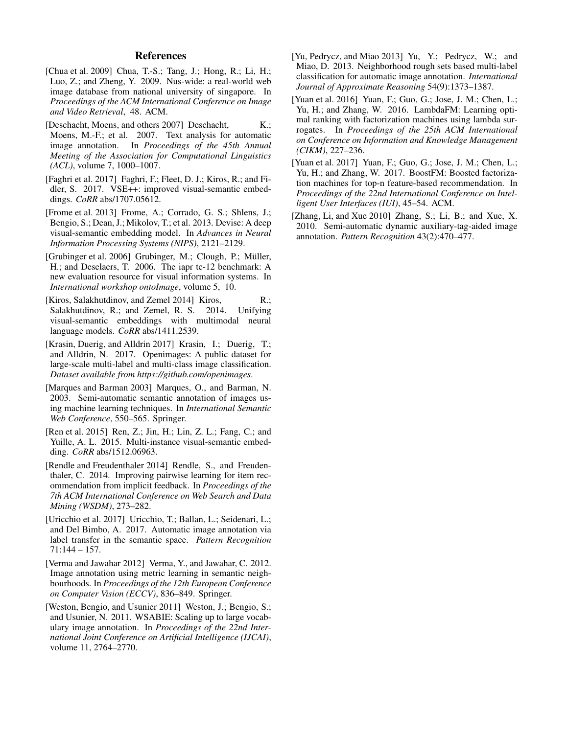## References

[Chua et al. 2009] Chua, T.-S.; Tang, J.; Hong, R.; Li, H.; Luo, Z.; and Zheng, Y. 2009. Nus-wide: a real-world web image database from national university of singapore. In *Proceedings of the ACM International Conference on Image and Video Retrieval*, 48. ACM.

[Deschacht, Moens, and others 2007] Deschacht, K.; Moens, M.-F.; et al. 2007. Text analysis for automatic image annotation. In *Proceedings of the 45th Annual Meeting of the Association for Computational Linguistics (ACL)*, volume 7, 1000–1007.

[Faghri et al. 2017] Faghri, F.; Fleet, D. J.; Kiros, R.; and Fidler, S. 2017. VSE++: improved visual-semantic embeddings. *CoRR* abs/1707.05612.

[Frome et al. 2013] Frome, A.; Corrado, G. S.; Shlens, J.; Bengio, S.; Dean, J.; Mikolov, T.; et al. 2013. Devise: A deep visual-semantic embedding model. In *Advances in Neural Information Processing Systems (NIPS)*, 2121–2129.

[Grubinger et al. 2006] Grubinger, M.; Clough, P.; Müller, H.; and Deselaers, T. 2006. The iapr tc-12 benchmark: A new evaluation resource for visual information systems. In *International workshop ontoImage*, volume 5, 10.

[Kiros, Salakhutdinov, and Zemel 2014] Kiros, R.; Salakhutdinov, R.; and Zemel, R. S. 2014. Unifying visual-semantic embeddings with multimodal neural language models. *CoRR* abs/1411.2539.

[Krasin, Duerig, and Alldrin 2017] Krasin, I.; Duerig, T.; and Alldrin, N. 2017. Openimages: A public dataset for large-scale multi-label and multi-class image classification. *Dataset available from https://github.com/openimages*.

[Marques and Barman 2003] Marques, O., and Barman, N. 2003. Semi-automatic semantic annotation of images using machine learning techniques. In *International Semantic Web Conference*, 550–565. Springer.

[Ren et al. 2015] Ren, Z.; Jin, H.; Lin, Z. L.; Fang, C.; and Yuille, A. L. 2015. Multi-instance visual-semantic embedding. *CoRR* abs/1512.06963.

[Rendle and Freudenthaler 2014] Rendle, S., and Freudenthaler, C. 2014. Improving pairwise learning for item recommendation from implicit feedback. In *Proceedings of the 7th ACM International Conference on Web Search and Data Mining (WSDM)*, 273–282.

[Uricchio et al. 2017] Uricchio, T.; Ballan, L.; Seidenari, L.; and Del Bimbo, A. 2017. Automatic image annotation via label transfer in the semantic space. *Pattern Recognition* 71:144 – 157.

[Verma and Jawahar 2012] Verma, Y., and Jawahar, C. 2012. Image annotation using metric learning in semantic neighbourhoods. In *Proceedings of the 12th European Conference on Computer Vision (ECCV)*, 836–849. Springer.

[Weston, Bengio, and Usunier 2011] Weston, J.; Bengio, S.; and Usunier, N. 2011. WSABIE: Scaling up to large vocabulary image annotation. In *Proceedings of the 22nd International Joint Conference on Artificial Intelligence (IJCAI)*, volume 11, 2764–2770.

[Yu, Pedrycz, and Miao 2013] Yu, Y.; Pedrycz, W.; and Miao, D. 2013. Neighborhood rough sets based multi-label classification for automatic image annotation. *International Journal of Approximate Reasoning* 54(9):1373–1387.

[Yuan et al. 2016] Yuan, F.; Guo, G.; Jose, J. M.; Chen, L.; Yu, H.; and Zhang, W. 2016. LambdaFM: Learning optimal ranking with factorization machines using lambda surrogates. In *Proceedings of the 25th ACM International on Conference on Information and Knowledge Management (CIKM)*, 227–236.

[Yuan et al. 2017] Yuan, F.; Guo, G.; Jose, J. M.; Chen, L.; Yu, H.; and Zhang, W. 2017. BoostFM: Boosted factorization machines for top-n feature-based recommendation. In *Proceedings of the 22nd International Conference on Intelligent User Interfaces (IUI)*, 45–54. ACM.

[Zhang, Li, and Xue 2010] Zhang, S.; Li, B.; and Xue, X. 2010. Semi-automatic dynamic auxiliary-tag-aided image annotation. *Pattern Recognition* 43(2):470–477.